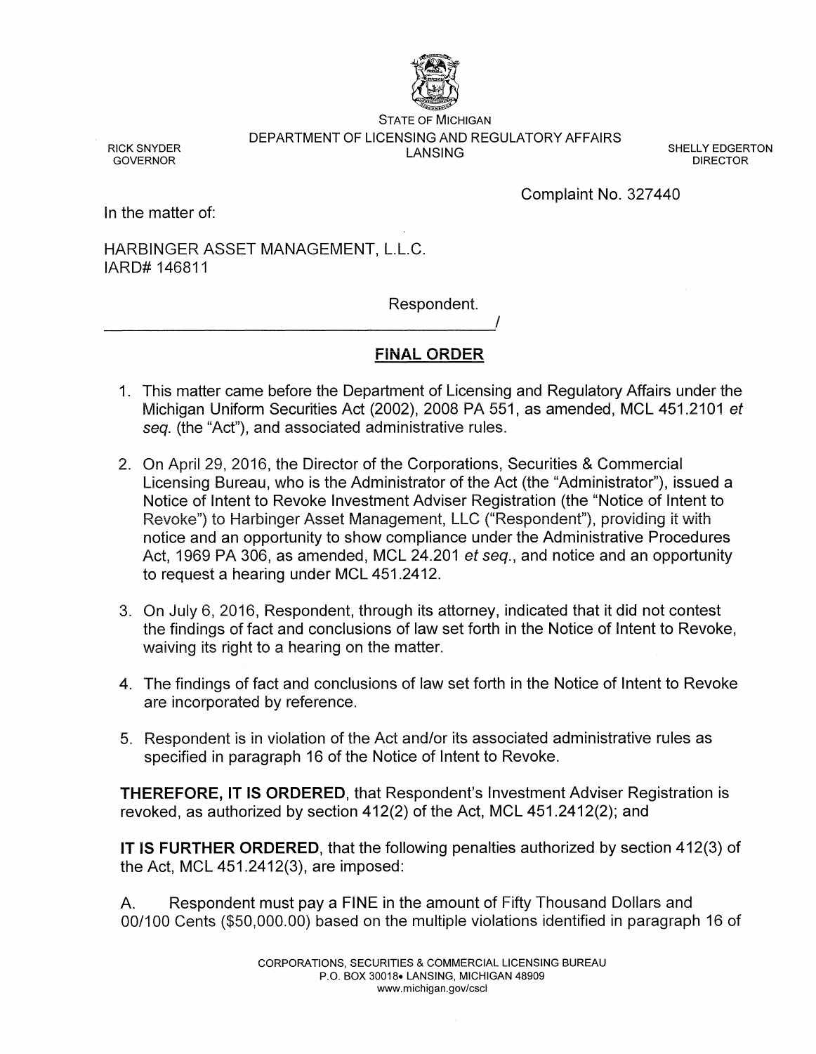STATE OF MICHIGAN
DEPARTMENT OF LICENSING AND REGULATORY AFFAIRS
LANSING

RICK SNYDER
GOVERNOR

SHELLY EDGERTON
DIRECTOR

Complaint No. 327440

In the matter of:

HARBINGER ASSET MANAGEMENT, L.L.C.
IARD# 146811

Respondent.
_____________________________________________/

## FINAL ORDER

1. This matter came before the Department of Licensing and Regulatory Affairs under the Michigan Uniform Securities Act (2002), 2008 PA 551, as amended, MCL 451.2101 *et seq.* (the "Act"), and associated administrative rules.

2. On April 29, 2016, the Director of the Corporations, Securities & Commercial Licensing Bureau, who is the Administrator of the Act (the "Administrator"), issued a Notice of Intent to Revoke Investment Adviser Registration (the "Notice of Intent to Revoke") to Harbinger Asset Management, LLC ("Respondent"), providing it with notice and an opportunity to show compliance under the Administrative Procedures Act, 1969 PA 306, as amended, MCL 24.201 *et seq.*, and notice and an opportunity to request a hearing under MCL 451.2412.

3. On July 6, 2016, Respondent, through its attorney, indicated that it did not contest the findings of fact and conclusions of law set forth in the Notice of Intent to Revoke, waiving its right to a hearing on the matter.

4. The findings of fact and conclusions of law set forth in the Notice of Intent to Revoke are incorporated by reference.

5. Respondent is in violation of the Act and/or its associated administrative rules as specified in paragraph 16 of the Notice of Intent to Revoke.

**THEREFORE, IT IS ORDERED**, that Respondent's Investment Adviser Registration is revoked, as authorized by section 412(2) of the Act, MCL 451.2412(2); and

**IT IS FURTHER ORDERED**, that the following penalties authorized by section 412(3) of the Act, MCL 451.2412(3), are imposed:

A. Respondent must pay a FINE in the amount of Fifty Thousand Dollars and 00/100 Cents ($50,000.00) based on the multiple violations identified in paragraph 16 of

CORPORATIONS, SECURITIES & COMMERCIAL LICENSING BUREAU
P.O. BOX 30018• LANSING, MICHIGAN 48909
www.michigan.gov/cscl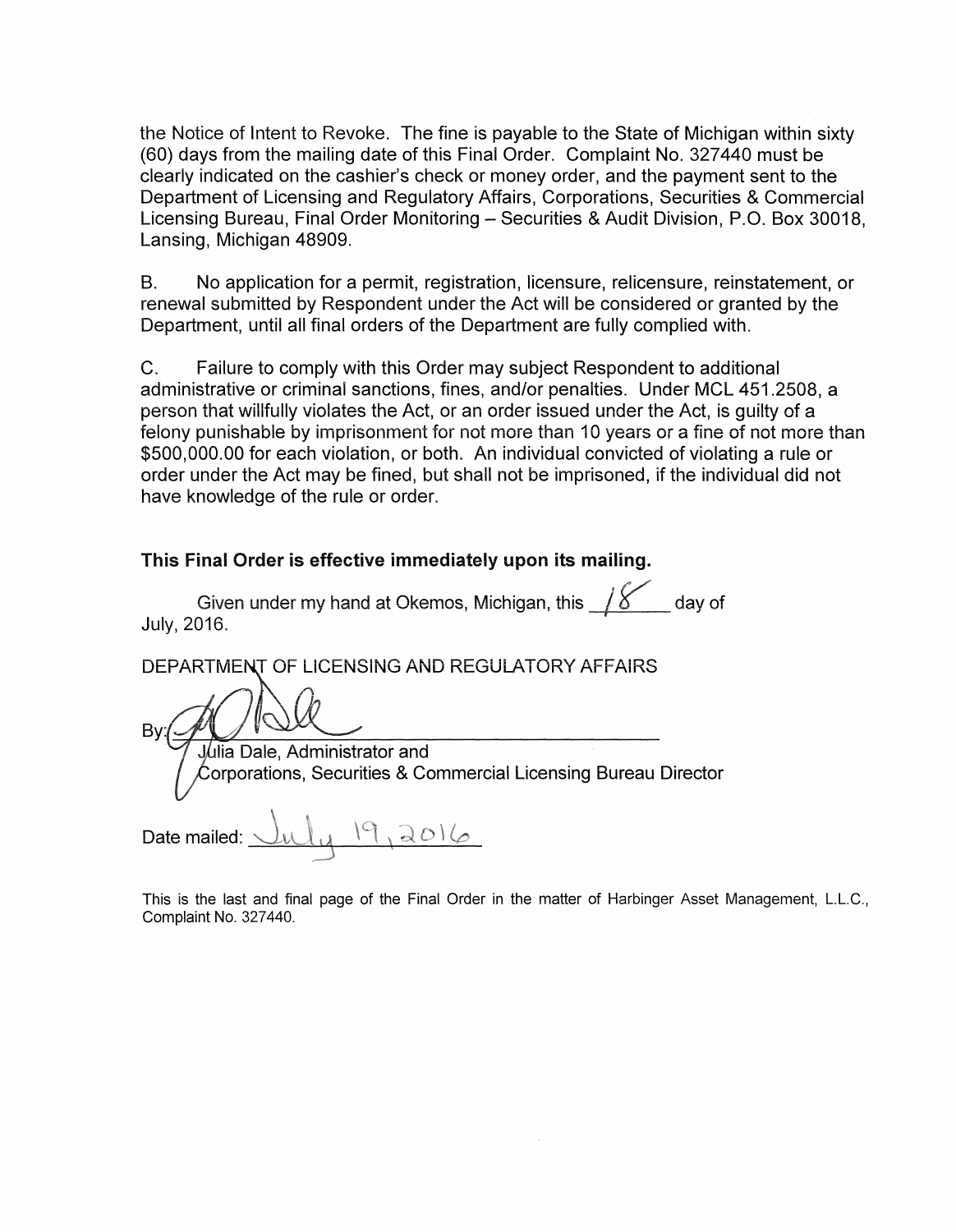the Notice of Intent to Revoke. The fine is payable to the State of Michigan within sixty (60) days from the mailing date of this Final Order. Complaint No. 327440 must be clearly indicated on the cashier's check or money order, and the payment sent to the Department of Licensing and Regulatory Affairs, Corporations, Securities & Commercial Licensing Bureau, Final Order Monitoring – Securities & Audit Division, P.O. Box 30018, Lansing, Michigan 48909.

B. No application for a permit, registration, licensure, relicensure, reinstatement, or renewal submitted by Respondent under the Act will be considered or granted by the Department, until all final orders of the Department are fully complied with.

C. Failure to comply with this Order may subject Respondent to additional administrative or criminal sanctions, fines, and/or penalties. Under MCL 451.2508, a person that willfully violates the Act, or an order issued under the Act, is guilty of a felony punishable by imprisonment for not more than 10 years or a fine of not more than $500,000.00 for each violation, or both. An individual convicted of violating a rule or order under the Act may be fined, but shall not be imprisoned, if the individual did not have knowledge of the rule or order.

**This Final Order is effective immediately upon its mailing.**

Given under my hand at Okemos, Michigan, this 18 day of July, 2016.

DEPARTMENT OF LICENSING AND REGULATORY AFFAIRS

By: ______________________________
Julia Dale, Administrator and
Corporations, Securities & Commercial Licensing Bureau Director

Date mailed: July 19, 2016

This is the last and final page of the Final Order in the matter of Harbinger Asset Management, L.L.C., Complaint No. 327440.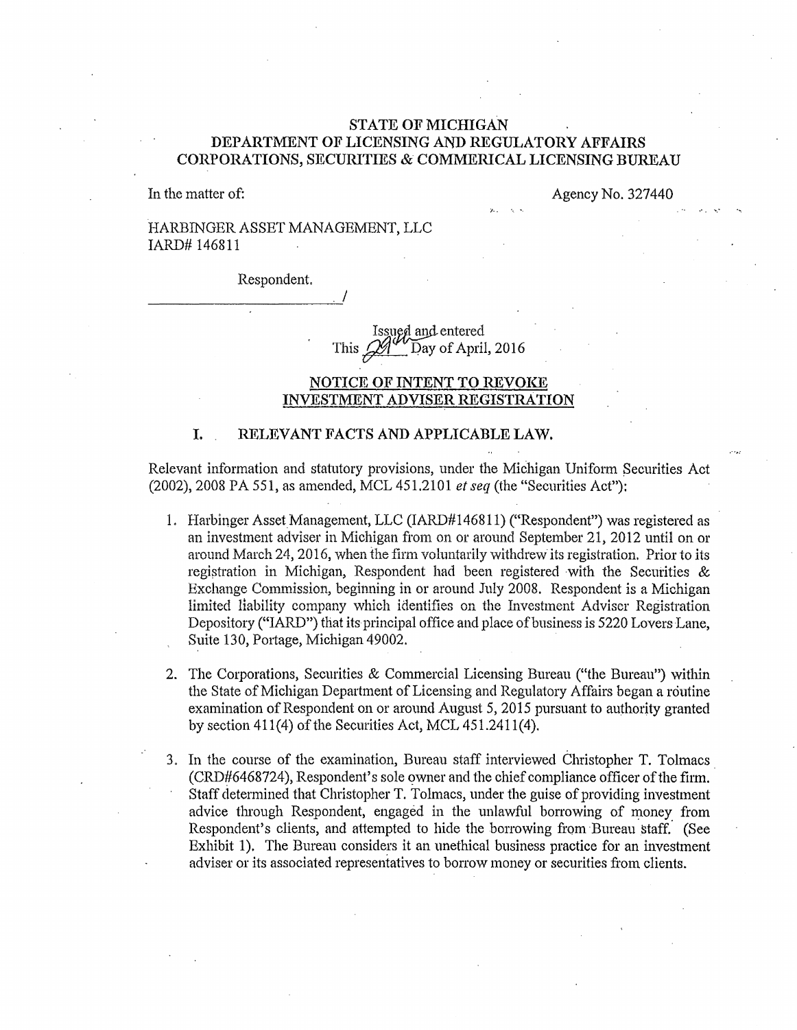# STATE OF MICHIGAN
# DEPARTMENT OF LICENSING AND REGULATORY AFFAIRS
# CORPORATIONS, SECURITIES & COMMERICAL LICENSING BUREAU

In the matter of:

Agency No. 327440

HARBINGER ASSET MANAGEMENT, LLC
IARD# 146811

Respondent.
______________________________/

Issued and entered
This 29th Day of April, 2016

## NOTICE OF INTENT TO REVOKE INVESTMENT ADVISER REGISTRATION

### I. RELEVANT FACTS AND APPLICABLE LAW.

Relevant information and statutory provisions, under the Michigan Uniform Securities Act (2002), 2008 PA 551, as amended, MCL 451.2101 *et seq* (the "Securities Act"):

1. Harbinger Asset Management, LLC (IARD#146811) ("Respondent") was registered as an investment adviser in Michigan from on or around September 21, 2012 until on or around March 24, 2016, when the firm voluntarily withdrew its registration. Prior to its registration in Michigan, Respondent had been registered with the Securities & Exchange Commission, beginning in or around July 2008. Respondent is a Michigan limited liability company which identifies on the Investment Adviser Registration Depository ("IARD") that its principal office and place of business is 5220 Lovers Lane, Suite 130, Portage, Michigan 49002.

2. The Corporations, Securities & Commercial Licensing Bureau ("the Bureau") within the State of Michigan Department of Licensing and Regulatory Affairs began a routine examination of Respondent on or around August 5, 2015 pursuant to authority granted by section 411(4) of the Securities Act, MCL 451.2411(4).

3. In the course of the examination, Bureau staff interviewed Christopher T. Tolmacs (CRD#6468724), Respondent's sole owner and the chief compliance officer of the firm. Staff determined that Christopher T. Tolmacs, under the guise of providing investment advice through Respondent, engaged in the unlawful borrowing of money from Respondent's clients, and attempted to hide the borrowing from Bureau staff. (See Exhibit 1). The Bureau considers it an unethical business practice for an investment adviser or its associated representatives to borrow money or securities from clients.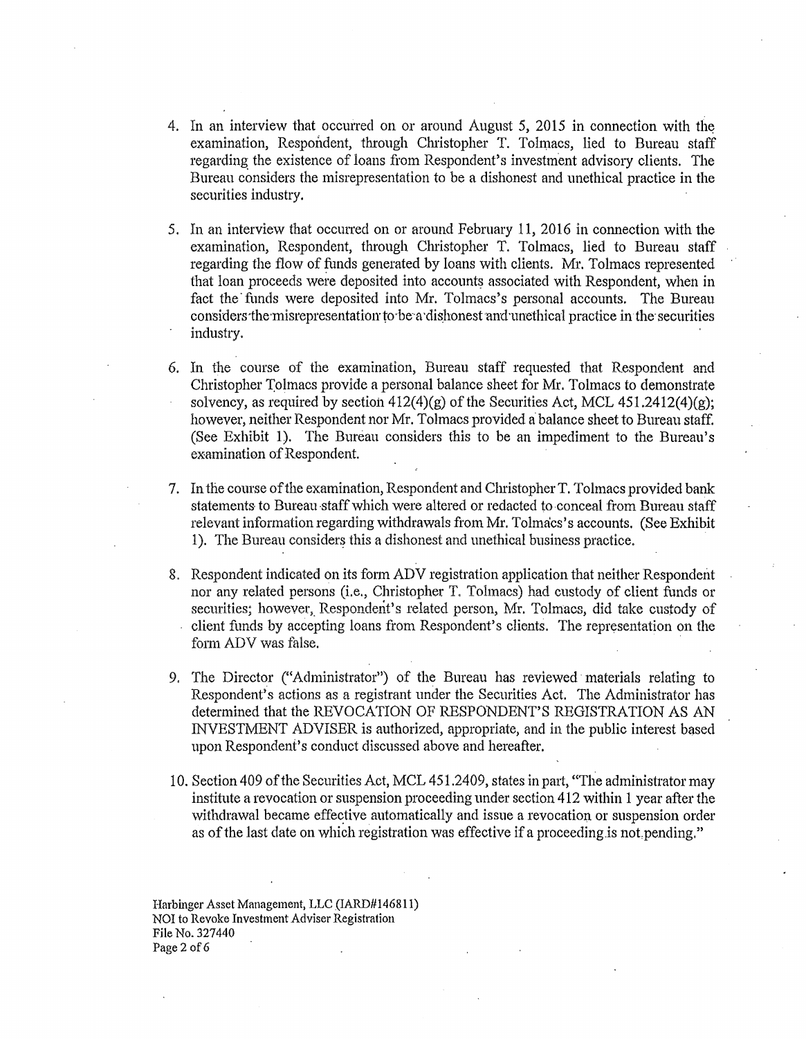4. In an interview that occurred on or around August 5, 2015 in connection with the examination, Respondent, through Christopher T. Tolmacs, lied to Bureau staff regarding the existence of loans from Respondent's investment advisory clients. The Bureau considers the misrepresentation to be a dishonest and unethical practice in the securities industry.

5. In an interview that occurred on or around February 11, 2016 in connection with the examination, Respondent, through Christopher T. Tolmacs, lied to Bureau staff regarding the flow of funds generated by loans with clients. Mr. Tolmacs represented that loan proceeds were deposited into accounts associated with Respondent, when in fact the funds were deposited into Mr. Tolmacs's personal accounts. The Bureau considers the misrepresentation to be a dishonest and unethical practice in the securities industry.

6. In the course of the examination, Bureau staff requested that Respondent and Christopher Tolmacs provide a personal balance sheet for Mr. Tolmacs to demonstrate solvency, as required by section 412(4)(g) of the Securities Act, MCL 451.2412(4)(g); however, neither Respondent nor Mr. Tolmacs provided a balance sheet to Bureau staff. (See Exhibit 1). The Bureau considers this to be an impediment to the Bureau's examination of Respondent.

7. In the course of the examination, Respondent and Christopher T. Tolmacs provided bank statements to Bureau staff which were altered or redacted to conceal from Bureau staff relevant information regarding withdrawals from Mr. Tolmacs's accounts. (See Exhibit 1). The Bureau considers this a dishonest and unethical business practice.

8. Respondent indicated on its form ADV registration application that neither Respondent nor any related persons (i.e., Christopher T. Tolmacs) had custody of client funds or securities; however, Respondent's related person, Mr. Tolmacs, did take custody of client funds by accepting loans from Respondent's clients. The representation on the form ADV was false.

9. The Director ("Administrator") of the Bureau has reviewed materials relating to Respondent's actions as a registrant under the Securities Act. The Administrator has determined that the REVOCATION OF RESPONDENT'S REGISTRATION AS AN INVESTMENT ADVISER is authorized, appropriate, and in the public interest based upon Respondent's conduct discussed above and hereafter.

10. Section 409 of the Securities Act, MCL 451.2409, states in part, "The administrator may institute a revocation or suspension proceeding under section 412 within 1 year after the withdrawal became effective automatically and issue a revocation or suspension order as of the last date on which registration was effective if a proceeding is not pending."

Harbinger Asset Management, LLC (IARD#146811)
NOI to Revoke Investment Adviser Registration
File No. 327440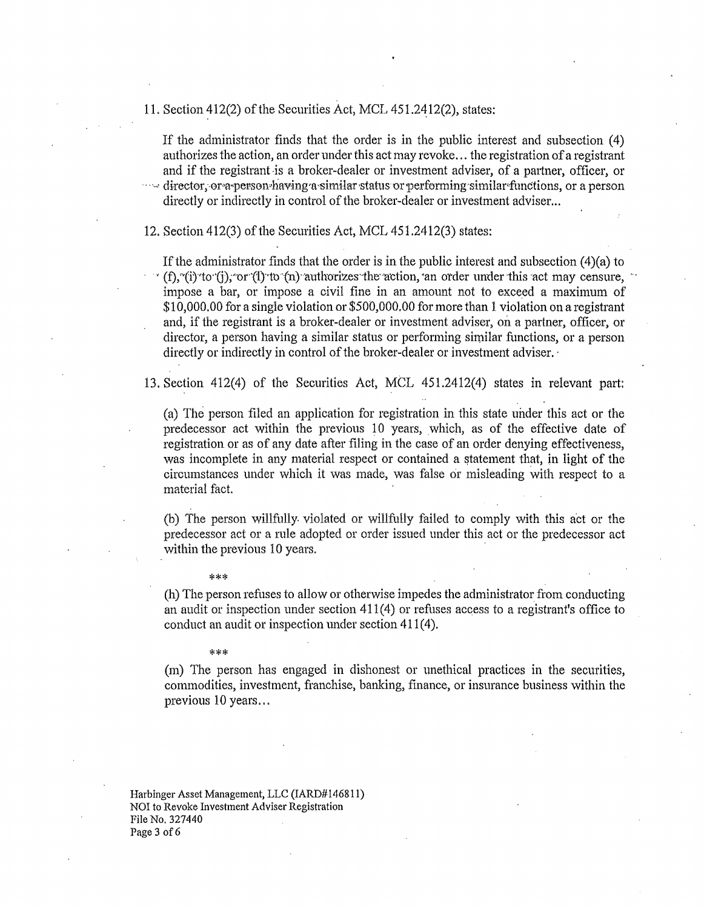11. Section 412(2) of the Securities Act, MCL 451.2412(2), states:

> If the administrator finds that the order is in the public interest and subsection (4) authorizes the action, an order under this act may revoke... the registration of a registrant and if the registrant is a broker-dealer or investment adviser, of a partner, officer, or director, or a person having a similar status or performing similar functions, or a person directly or indirectly in control of the broker-dealer or investment adviser...

12. Section 412(3) of the Securities Act, MCL 451.2412(3) states:

> If the administrator finds that the order is in the public interest and subsection (4)(a) to (f), (i) to (j), or (l) to (n) authorizes the action, an order under this act may censure, impose a bar, or impose a civil fine in an amount not to exceed a maximum of $10,000.00 for a single violation or $500,000.00 for more than 1 violation on a registrant and, if the registrant is a broker-dealer or investment adviser, on a partner, officer, or director, a person having a similar status or performing similar functions, or a person directly or indirectly in control of the broker-dealer or investment adviser.

13. Section 412(4) of the Securities Act, MCL 451.2412(4) states in relevant part:

> (a) The person filed an application for registration in this state under this act or the predecessor act within the previous 10 years, which, as of the effective date of registration or as of any date after filing in the case of an order denying effectiveness, was incomplete in any material respect or contained a statement that, in light of the circumstances under which it was made, was false or misleading with respect to a material fact.
>
> (b) The person willfully violated or willfully failed to comply with this act or the predecessor act or a rule adopted or order issued under this act or the predecessor act within the previous 10 years.
>
> ***
>
> (h) The person refuses to allow or otherwise impedes the administrator from conducting an audit or inspection under section 411(4) or refuses access to a registrant's office to conduct an audit or inspection under section 411(4).
>
> ***
>
> (m) The person has engaged in dishonest or unethical practices in the securities, commodities, investment, franchise, banking, finance, or insurance business within the previous 10 years...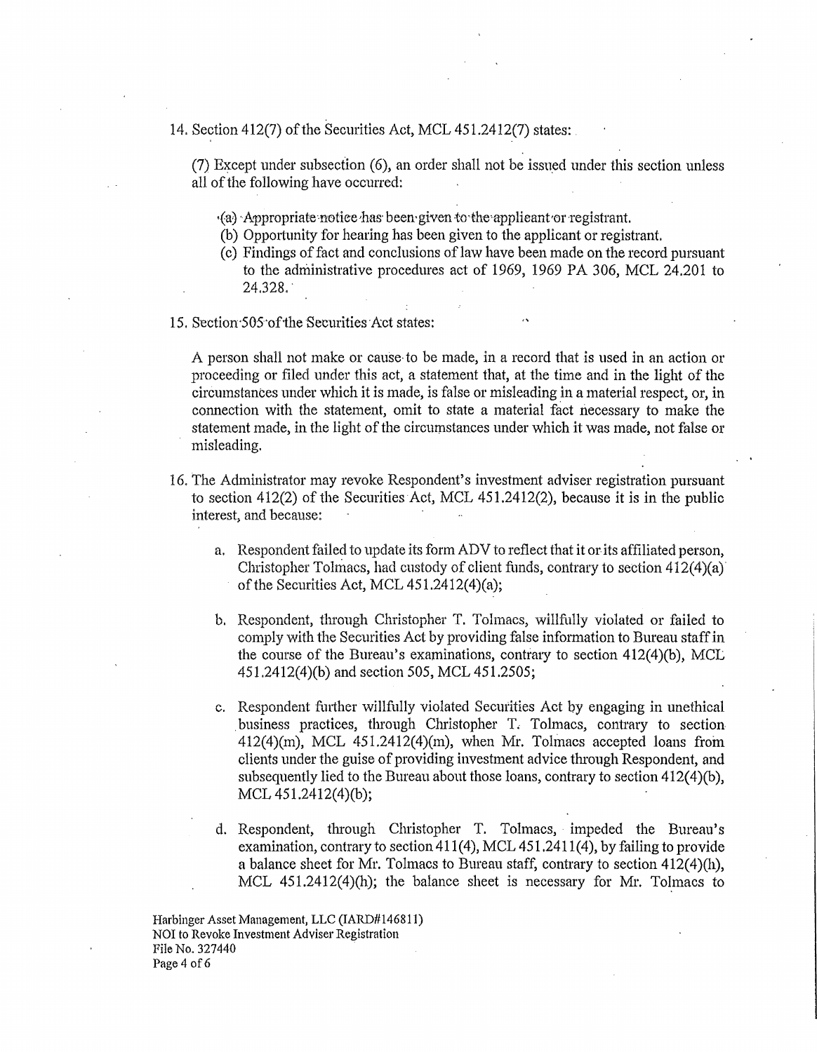14. Section 412(7) of the Securities Act, MCL 451.2412(7) states:

(7) Except under subsection (6), an order shall not be issued under this section unless all of the following have occurred:

(a) Appropriate notice has been given to the applicant or registrant.
(b) Opportunity for hearing has been given to the applicant or registrant.
(c) Findings of fact and conclusions of law have been made on the record pursuant to the administrative procedures act of 1969, 1969 PA 306, MCL 24.201 to 24.328.

15. Section 505 of the Securities Act states:

A person shall not make or cause to be made, in a record that is used in an action or proceeding or filed under this act, a statement that, at the time and in the light of the circumstances under which it is made, is false or misleading in a material respect, or, in connection with the statement, omit to state a material fact necessary to make the statement made, in the light of the circumstances under which it was made, not false or misleading.

16. The Administrator may revoke Respondent's investment adviser registration pursuant to section 412(2) of the Securities Act, MCL 451.2412(2), because it is in the public interest, and because:

a. Respondent failed to update its form ADV to reflect that it or its affiliated person, Christopher Tolmacs, had custody of client funds, contrary to section 412(4)(a) of the Securities Act, MCL 451.2412(4)(a);

b. Respondent, through Christopher T. Tolmacs, willfully violated or failed to comply with the Securities Act by providing false information to Bureau staff in the course of the Bureau's examinations, contrary to section 412(4)(b), MCL 451.2412(4)(b) and section 505, MCL 451.2505;

c. Respondent further willfully violated Securities Act by engaging in unethical business practices, through Christopher T. Tolmacs, contrary to section 412(4)(m), MCL 451.2412(4)(m), when Mr. Tolmacs accepted loans from clients under the guise of providing investment advice through Respondent, and subsequently lied to the Bureau about those loans, contrary to section 412(4)(b), MCL 451.2412(4)(b);

d. Respondent, through Christopher T. Tolmacs, impeded the Bureau's examination, contrary to section 411(4), MCL 451.2411(4), by failing to provide a balance sheet for Mr. Tolmacs to Bureau staff, contrary to section 412(4)(h), MCL 451.2412(4)(h); the balance sheet is necessary for Mr. Tolmacs to

Harbinger Asset Management, LLC (IARD#146811)
NOI to Revoke Investment Adviser Registration
File No. 327440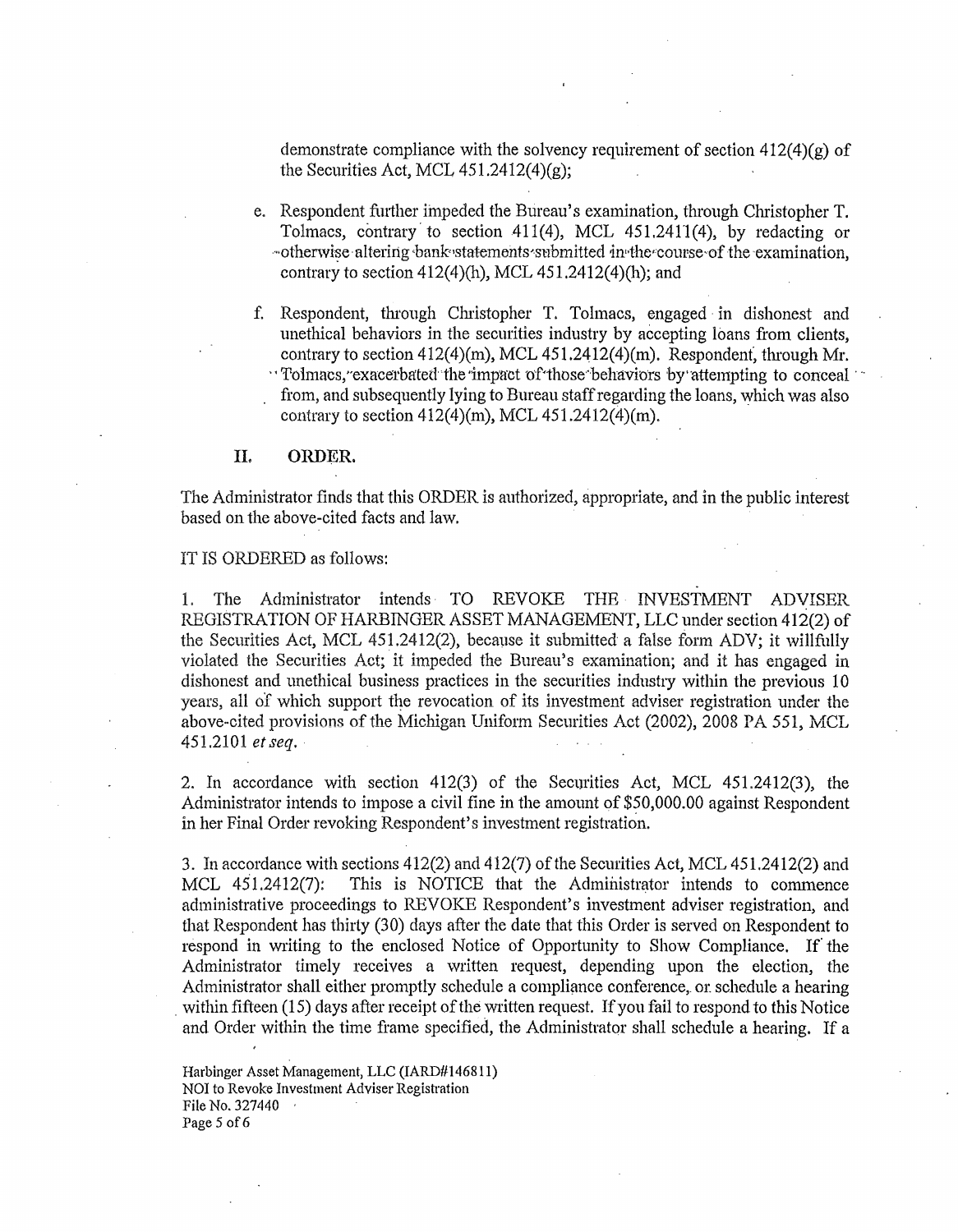demonstrate compliance with the solvency requirement of section 412(4)(g) of the Securities Act, MCL 451.2412(4)(g);

e. Respondent further impeded the Bureau's examination, through Christopher T. Tolmacs, contrary to section 411(4), MCL 451.2411(4), by redacting or otherwise altering bank statements submitted in the course of the examination, contrary to section 412(4)(h), MCL 451.2412(4)(h); and

f. Respondent, through Christopher T. Tolmacs, engaged in dishonest and unethical behaviors in the securities industry by accepting loans from clients, contrary to section 412(4)(m), MCL 451.2412(4)(m). Respondent, through Mr. Tolmacs, exacerbated the impact of those behaviors by attempting to conceal from, and subsequently lying to Bureau staff regarding the loans, which was also contrary to section 412(4)(m), MCL 451.2412(4)(m).

## II. ORDER.

The Administrator finds that this ORDER is authorized, appropriate, and in the public interest based on the above-cited facts and law.

IT IS ORDERED as follows:

1. The Administrator intends TO REVOKE THE INVESTMENT ADVISER REGISTRATION OF HARBINGER ASSET MANAGEMENT, LLC under section 412(2) of the Securities Act, MCL 451.2412(2), because it submitted a false form ADV; it willfully violated the Securities Act; it impeded the Bureau's examination; and it has engaged in dishonest and unethical business practices in the securities industry within the previous 10 years, all of which support the revocation of its investment adviser registration under the above-cited provisions of the Michigan Uniform Securities Act (2002), 2008 PA 551, MCL 451.2101 *et seq*.

2. In accordance with section 412(3) of the Securities Act, MCL 451.2412(3), the Administrator intends to impose a civil fine in the amount of $50,000.00 against Respondent in her Final Order revoking Respondent's investment registration.

3. In accordance with sections 412(2) and 412(7) of the Securities Act, MCL 451.2412(2) and MCL 451.2412(7): This is NOTICE that the Administrator intends to commence administrative proceedings to REVOKE Respondent's investment adviser registration, and that Respondent has thirty (30) days after the date that this Order is served on Respondent to respond in writing to the enclosed Notice of Opportunity to Show Compliance. If the Administrator timely receives a written request, depending upon the election, the Administrator shall either promptly schedule a compliance conference, or schedule a hearing within fifteen (15) days after receipt of the written request. If you fail to respond to this Notice and Order within the time frame specified, the Administrator shall schedule a hearing. If a

Harbinger Asset Management, LLC (IARD#146811)
NOI to Revoke Investment Adviser Registration
File No. 327440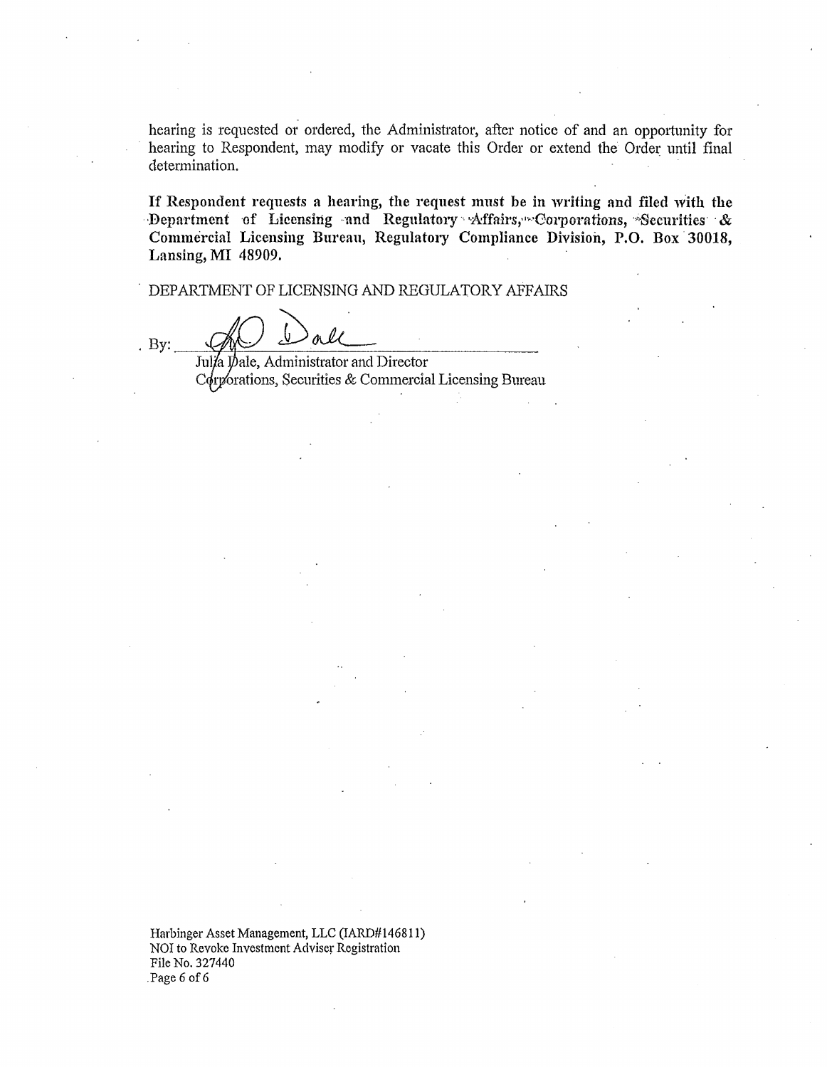hearing is requested or ordered, the Administrator, after notice of and an opportunity for hearing to Respondent, may modify or vacate this Order or extend the Order until final determination.

**If Respondent requests a hearing, the request must be in writing and filed with the Department of Licensing and Regulatory Affairs, Corporations, Securities & Commercial Licensing Bureau, Regulatory Compliance Division, P.O. Box 30018, Lansing, MI 48909.**

DEPARTMENT OF LICENSING AND REGULATORY AFFAIRS

By: ______________________________

Julia Dale, Administrator and Director
Corporations, Securities & Commercial Licensing Bureau

Harbinger Asset Management, LLC (IARD#146811)
NOI to Revoke Investment Adviser Registration
File No. 327440